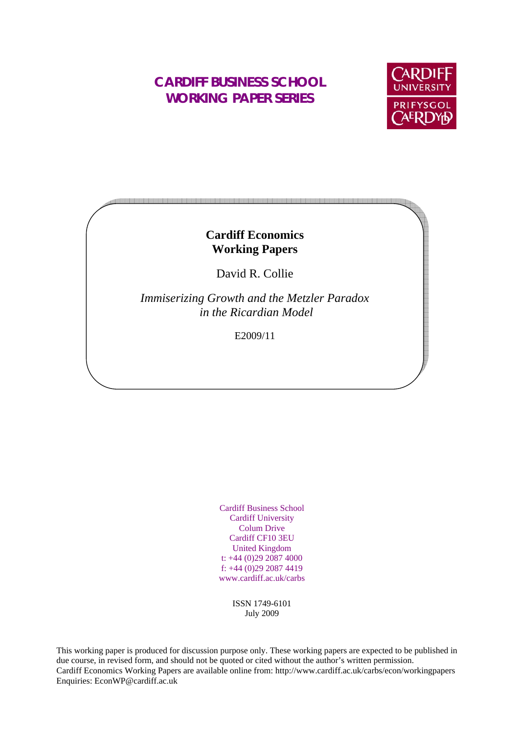# CARDIFF BUSINESS SCHOOL WORKING PAPER SERIES

CARDIFF UNIVERSITY
PRIFYSGOL CAERDYDD

**Cardiff Economics Working Papers**

David R. Collie

*Immiserizing Growth and the Metzler Paradox in the Ricardian Model*

E2009/11

Cardiff Business School
Cardiff University
Colum Drive
Cardiff CF10 3EU
United Kingdom
t: +44 (0)29 2087 4000
f: +44 (0)29 2087 4419
www.cardiff.ac.uk/carbs

ISSN 1749-6101
July 2009

This working paper is produced for discussion purpose only. These working papers are expected to be published in due course, in revised form, and should not be quoted or cited without the author's written permission.
Cardiff Economics Working Papers are available online from: http://www.cardiff.ac.uk/carbs/econ/workingpapers
Enquiries: EconWP@cardiff.ac.uk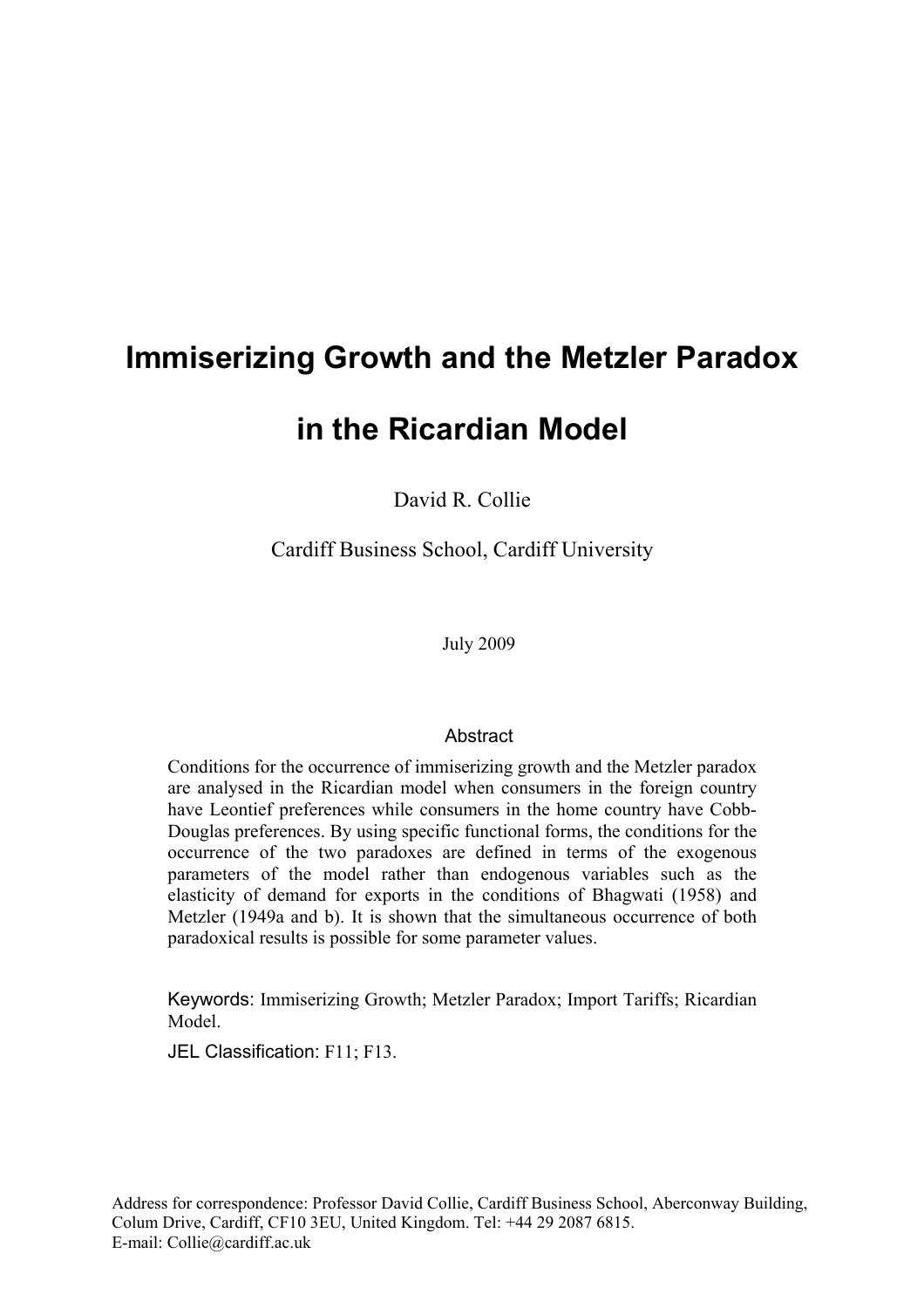# Immiserizing Growth and the Metzler Paradox in the Ricardian Model

David R. Collie

Cardiff Business School, Cardiff University

July 2009

## Abstract

Conditions for the occurrence of immiserizing growth and the Metzler paradox are analysed in the Ricardian model when consumers in the foreign country have Leontief preferences while consumers in the home country have Cobb-Douglas preferences. By using specific functional forms, the conditions for the occurrence of the two paradoxes are defined in terms of the exogenous parameters of the model rather than endogenous variables such as the elasticity of demand for exports in the conditions of Bhagwati (1958) and Metzler (1949a and b). It is shown that the simultaneous occurrence of both paradoxical results is possible for some parameter values.

Keywords: Immiserizing Growth; Metzler Paradox; Import Tariffs; Ricardian Model.

JEL Classification: F11; F13.

Address for correspondence: Professor David Collie, Cardiff Business School, Aberconway Building, Colum Drive, Cardiff, CF10 3EU, United Kingdom. Tel: +44 29 2087 6815.
E-mail: Collie@cardiff.ac.uk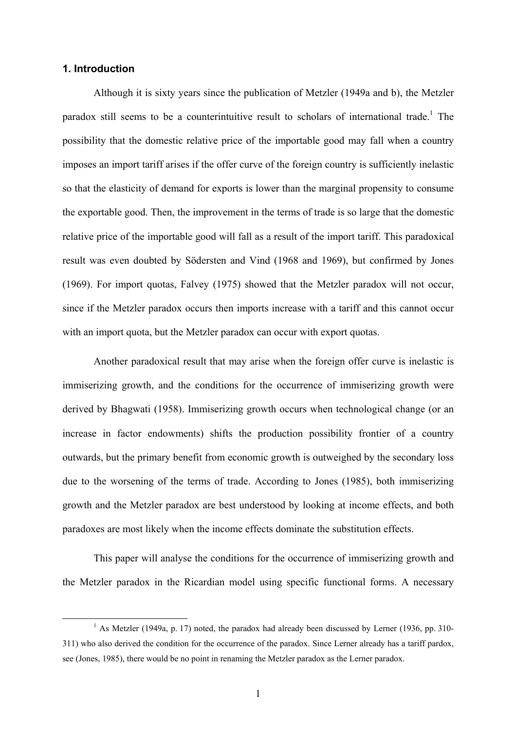## 1. Introduction

Although it is sixty years since the publication of Metzler (1949a and b), the Metzler paradox still seems to be a counterintuitive result to scholars of international trade.[1] The possibility that the domestic relative price of the importable good may fall when a country imposes an import tariff arises if the offer curve of the foreign country is sufficiently inelastic so that the elasticity of demand for exports is lower than the marginal propensity to consume the exportable good. Then, the improvement in the terms of trade is so large that the domestic relative price of the importable good will fall as a result of the import tariff. This paradoxical result was even doubted by Södersten and Vind (1968 and 1969), but confirmed by Jones (1969). For import quotas, Falvey (1975) showed that the Metzler paradox will not occur, since if the Metzler paradox occurs then imports increase with a tariff and this cannot occur with an import quota, but the Metzler paradox can occur with export quotas.

Another paradoxical result that may arise when the foreign offer curve is inelastic is immiserizing growth, and the conditions for the occurrence of immiserizing growth were derived by Bhagwati (1958). Immiserizing growth occurs when technological change (or an increase in factor endowments) shifts the production possibility frontier of a country outwards, but the primary benefit from economic growth is outweighed by the secondary loss due to the worsening of the terms of trade. According to Jones (1985), both immiserizing growth and the Metzler paradox are best understood by looking at income effects, and both paradoxes are most likely when the income effects dominate the substitution effects.

This paper will analyse the conditions for the occurrence of immiserizing growth and the Metzler paradox in the Ricardian model using specific functional forms. A necessary

[1] As Metzler (1949a, p. 17) noted, the paradox had already been discussed by Lerner (1936, pp. 310-311) who also derived the condition for the occurrence of the paradox. Since Lerner already has a tariff pardox, see (Jones, 1985), there would be no point in renaming the Metzler paradox as the Lerner paradox.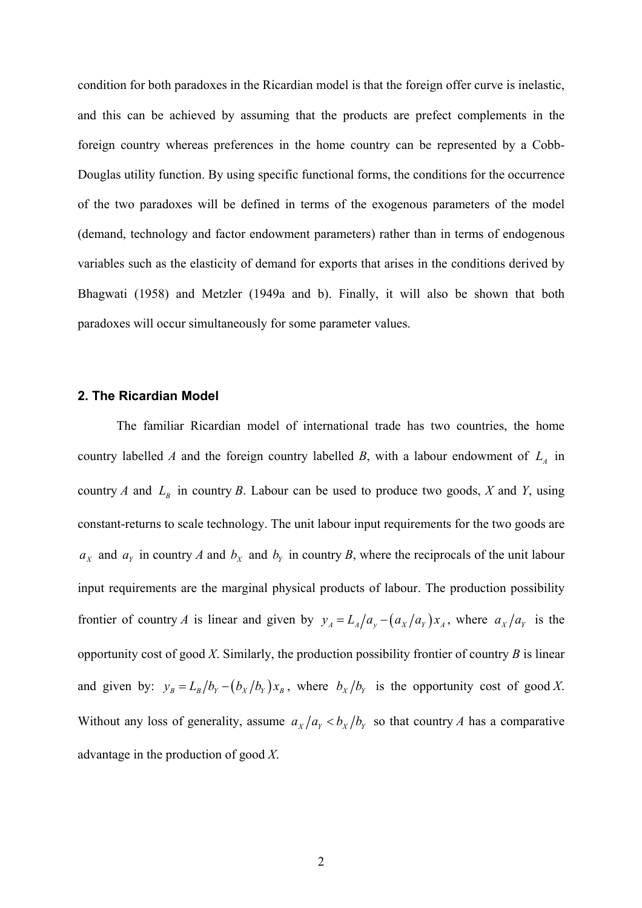condition for both paradoxes in the Ricardian model is that the foreign offer curve is inelastic, and this can be achieved by assuming that the products are prefect complements in the foreign country whereas preferences in the home country can be represented by a Cobb-Douglas utility function. By using specific functional forms, the conditions for the occurrence of the two paradoxes will be defined in terms of the exogenous parameters of the model (demand, technology and factor endowment parameters) rather than in terms of endogenous variables such as the elasticity of demand for exports that arises in the conditions derived by Bhagwati (1958) and Metzler (1949a and b). Finally, it will also be shown that both paradoxes will occur simultaneously for some parameter values.

## 2. The Ricardian Model

The familiar Ricardian model of international trade has two countries, the home country labelled *A* and the foreign country labelled *B*, with a labour endowment of $L_A$ in country *A* and $L_B$ in country *B*. Labour can be used to produce two goods, *X* and *Y*, using constant-returns to scale technology. The unit labour input requirements for the two goods are $a_X$ and $a_Y$ in country *A* and $b_X$ and $b_Y$ in country *B*, where the reciprocals of the unit labour input requirements are the marginal physical products of labour. The production possibility frontier of country *A* is linear and given by $y_A = L_A/a_y - (a_X/a_Y)x_A$, where $a_X/a_Y$ is the opportunity cost of good *X*. Similarly, the production possibility frontier of country *B* is linear and given by: $y_B = L_B/b_Y - (b_X/b_Y)x_B$, where $b_X/b_Y$ is the opportunity cost of good *X*. Without any loss of generality, assume $a_X/a_Y < b_X/b_Y$ so that country *A* has a comparative advantage in the production of good *X*.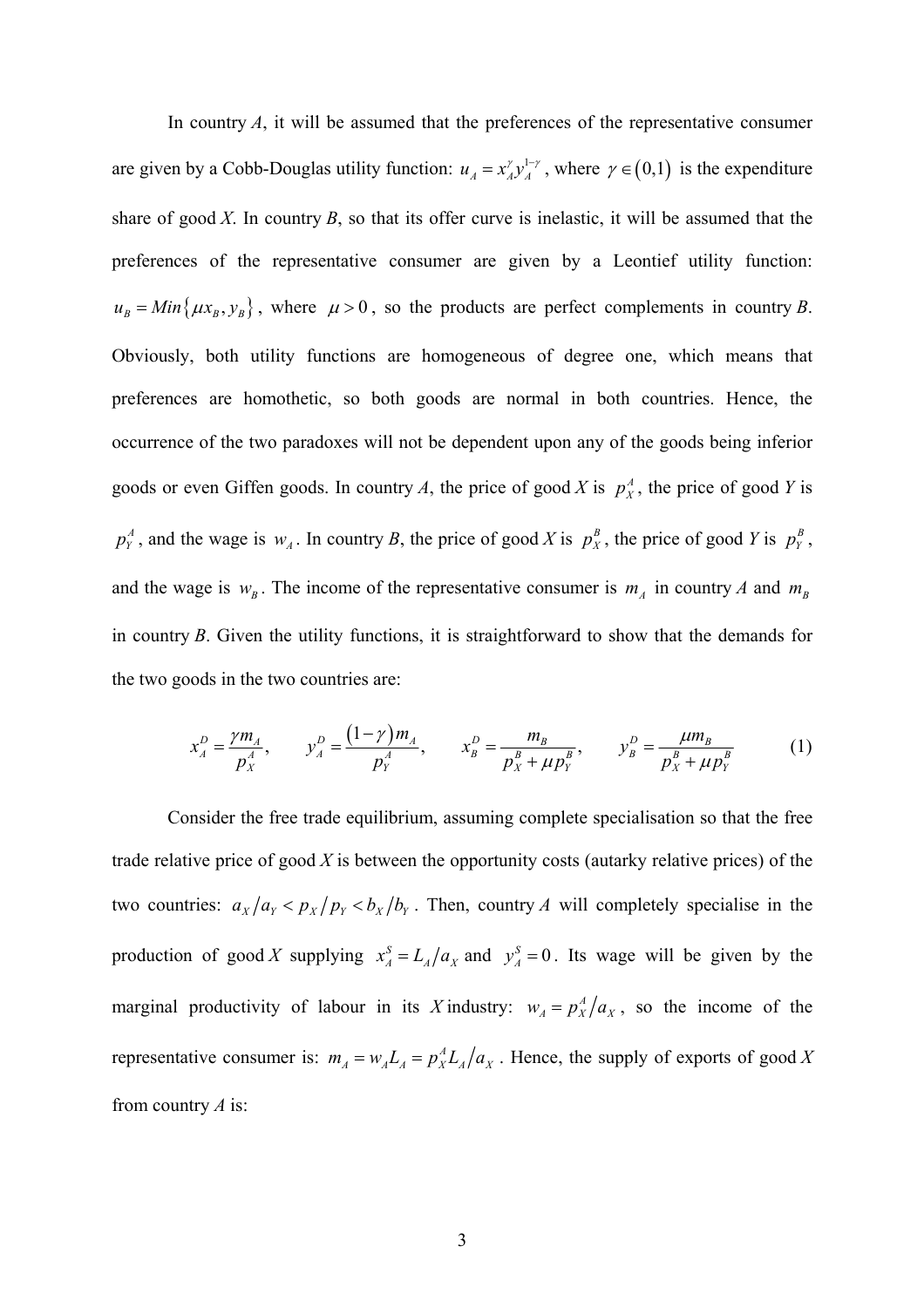In country *A*, it will be assumed that the preferences of the representative consumer are given by a Cobb-Douglas utility function: $u_A = x_A^{\gamma} y_A^{1-\gamma}$, where $\gamma \in (0,1)$ is the expenditure share of good *X*. In country *B*, so that its offer curve is inelastic, it will be assumed that the preferences of the representative consumer are given by a Leontief utility function: $u_B = Min\{\mu x_B, y_B\}$, where $\mu > 0$, so the products are perfect complements in country *B*. Obviously, both utility functions are homogeneous of degree one, which means that preferences are homothetic, so both goods are normal in both countries. Hence, the occurrence of the two paradoxes will not be dependent upon any of the goods being inferior goods or even Giffen goods. In country *A*, the price of good *X* is $p_X^A$, the price of good *Y* is $p_Y^A$, and the wage is $w_A$. In country *B*, the price of good *X* is $p_X^B$, the price of good *Y* is $p_Y^B$, and the wage is $w_B$. The income of the representative consumer is $m_A$ in country *A* and $m_B$ in country *B*. Given the utility functions, it is straightforward to show that the demands for the two goods in the two countries are:

$$x_A^D = \frac{\gamma m_A}{p_X^A}, \qquad y_A^D = \frac{(1-\gamma) m_A}{p_Y^A}, \qquad x_B^D = \frac{m_B}{p_X^B + \mu p_Y^B}, \qquad y_B^D = \frac{\mu m_B}{p_X^B + \mu p_Y^B} \tag{1}$$

Consider the free trade equilibrium, assuming complete specialisation so that the free trade relative price of good *X* is between the opportunity costs (autarky relative prices) of the two countries: $a_X/a_Y < p_X/p_Y < b_X/b_Y$. Then, country *A* will completely specialise in the production of good *X* supplying $x_A^S = L_A/a_X$ and $y_A^S = 0$. Its wage will be given by the marginal productivity of labour in its *X* industry: $w_A = p_X^A/a_X$, so the income of the representative consumer is: $m_A = w_A L_A = p_X^A L_A/a_X$. Hence, the supply of exports of good *X* from country *A* is: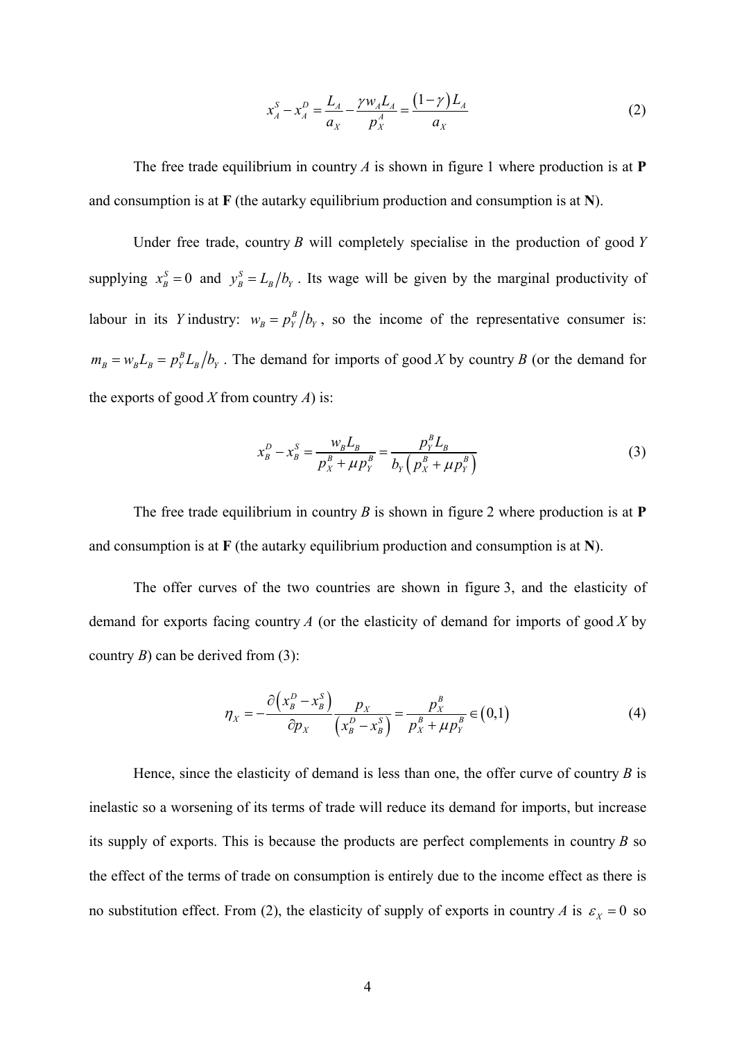$$x_A^S - x_A^D = \frac{L_A}{a_X} - \frac{\gamma w_A L_A}{p_X^A} = \frac{(1-\gamma) L_A}{a_X} \tag{2}$$

The free trade equilibrium in country *A* is shown in figure 1 where production is at **P** and consumption is at **F** (the autarky equilibrium production and consumption is at **N**).

Under free trade, country *B* will completely specialise in the production of good *Y* supplying $x_B^S = 0$ and $y_B^S = L_B / b_Y$. Its wage will be given by the marginal productivity of labour in its *Y* industry: $w_B = p_Y^B / b_Y$, so the income of the representative consumer is: $m_B = w_B L_B = p_Y^B L_B / b_Y$. The demand for imports of good *X* by country *B* (or the demand for the exports of good *X* from country *A*) is:

$$x_B^D - x_B^S = \frac{w_B L_B}{p_X^B + \mu p_Y^B} = \frac{p_Y^B L_B}{b_Y \left( p_X^B + \mu p_Y^B \right)} \tag{3}$$

The free trade equilibrium in country *B* is shown in figure 2 where production is at **P** and consumption is at **F** (the autarky equilibrium production and consumption is at **N**).

The offer curves of the two countries are shown in figure 3, and the elasticity of demand for exports facing country *A* (or the elasticity of demand for imports of good *X* by country *B*) can be derived from (3):

$$\eta_X = -\frac{\partial \left( x_B^D - x_B^S \right)}{\partial p_X} \frac{p_X}{\left( x_B^D - x_B^S \right)} = \frac{p_X^B}{p_X^B + \mu p_Y^B} \in (0,1) \tag{4}$$

Hence, since the elasticity of demand is less than one, the offer curve of country *B* is inelastic so a worsening of its terms of trade will reduce its demand for imports, but increase its supply of exports. This is because the products are perfect complements in country *B* so the effect of the terms of trade on consumption is entirely due to the income effect as there is no substitution effect. From (2), the elasticity of supply of exports in country *A* is $\varepsilon_X = 0$ so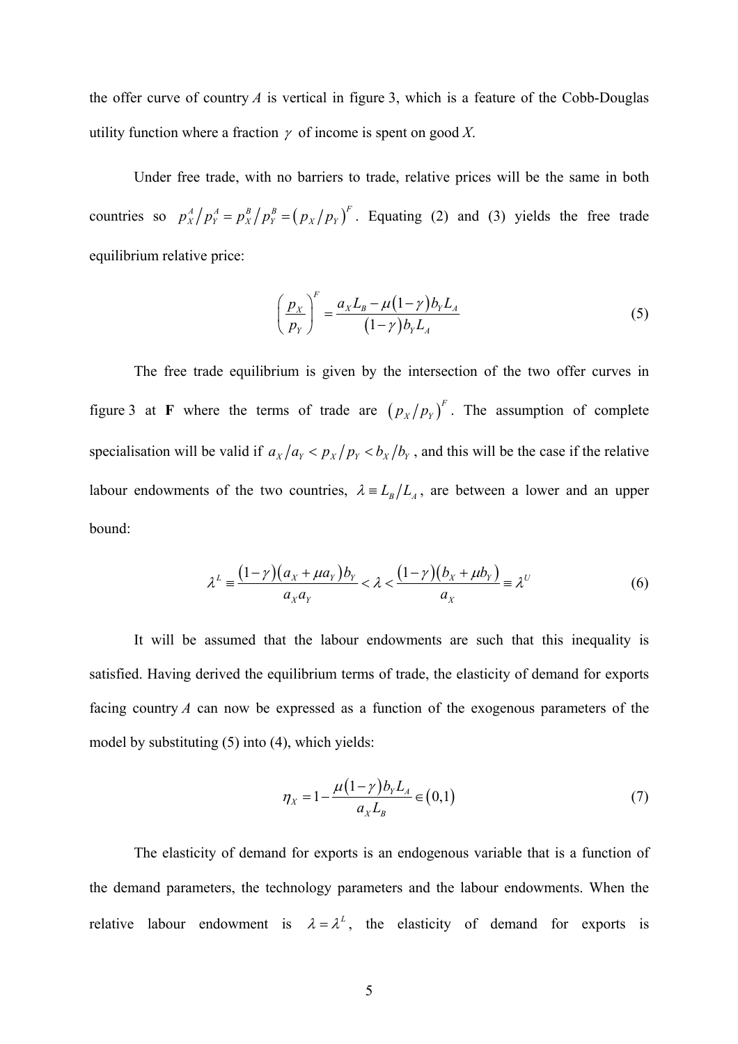the offer curve of country $A$ is vertical in figure 3, which is a feature of the Cobb-Douglas utility function where a fraction $\gamma$ of income is spent on good $X$.

Under free trade, with no barriers to trade, relative prices will be the same in both countries so $p_X^A/p_Y^A = p_X^B/p_Y^B = (p_X/p_Y)^F$. Equating (2) and (3) yields the free trade equilibrium relative price:

$$\left(\frac{p_X}{p_Y}\right)^F = \frac{a_X L_B - \mu(1-\gamma)b_Y L_A}{(1-\gamma)b_Y L_A} \tag{5}$$

The free trade equilibrium is given by the intersection of the two offer curves in figure 3 at **F** where the terms of trade are $(p_X/p_Y)^F$. The assumption of complete specialisation will be valid if $a_X/a_Y < p_X/p_Y < b_X/b_Y$, and this will be the case if the relative labour endowments of the two countries, $\lambda \equiv L_B/L_A$, are between a lower and an upper bound:

$$\lambda^L \equiv \frac{(1-\gamma)(a_X + \mu a_Y)b_Y}{a_X a_Y} < \lambda < \frac{(1-\gamma)(b_X + \mu b_Y)}{a_X} \equiv \lambda^U \tag{6}$$

It will be assumed that the labour endowments are such that this inequality is satisfied. Having derived the equilibrium terms of trade, the elasticity of demand for exports facing country $A$ can now be expressed as a function of the exogenous parameters of the model by substituting (5) into (4), which yields:

$$\eta_X = 1 - \frac{\mu(1-\gamma)b_Y L_A}{a_X L_B} \in (0,1) \tag{7}$$

The elasticity of demand for exports is an endogenous variable that is a function of the demand parameters, the technology parameters and the labour endowments. When the relative labour endowment is $\lambda = \lambda^L$, the elasticity of demand for exports is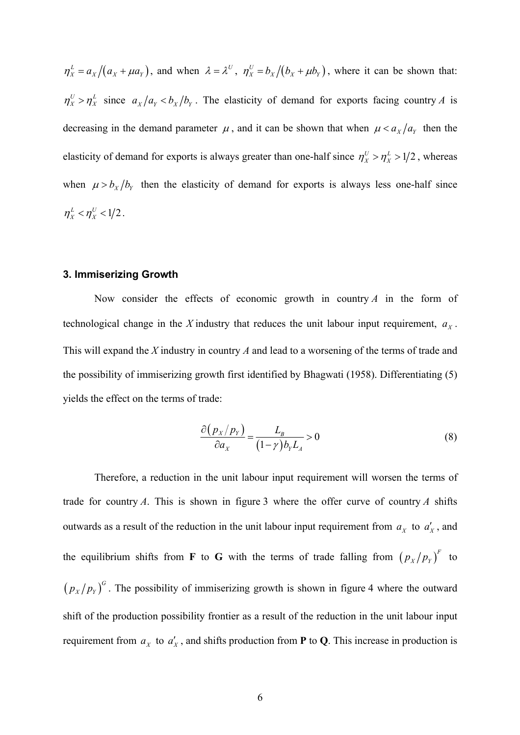$\eta_X^L = a_X / (a_X + \mu a_Y)$, and when $\lambda = \lambda^U$, $\eta_X^U = b_X / (b_X + \mu b_Y)$, where it can be shown that: $\eta_X^U > \eta_X^L$ since $a_X / a_Y < b_X / b_Y$. The elasticity of demand for exports facing country *A* is decreasing in the demand parameter $\mu$, and it can be shown that when $\mu < a_X / a_Y$ then the elasticity of demand for exports is always greater than one-half since $\eta_X^U > \eta_X^L > 1/2$, whereas when $\mu > b_X / b_Y$ then the elasticity of demand for exports is always less one-half since $\eta_X^L < \eta_X^U < 1/2$.

### 3. Immiserizing Growth

Now consider the effects of economic growth in country *A* in the form of technological change in the *X* industry that reduces the unit labour input requirement, $a_X$. This will expand the *X* industry in country *A* and lead to a worsening of the terms of trade and the possibility of immiserizing growth first identified by Bhagwati (1958). Differentiating (5) yields the effect on the terms of trade:

$$\frac{\partial (p_X / p_Y)}{\partial a_X} = \frac{L_B}{(1-\gamma) b_Y L_A} > 0 \tag{8}$$

Therefore, a reduction in the unit labour input requirement will worsen the terms of trade for country *A*. This is shown in figure 3 where the offer curve of country *A* shifts outwards as a result of the reduction in the unit labour input requirement from $a_X$ to $a'_X$, and the equilibrium shifts from **F** to **G** with the terms of trade falling from $(p_X / p_Y)^F$ to $(p_X / p_Y)^G$. The possibility of immiserizing growth is shown in figure 4 where the outward shift of the production possibility frontier as a result of the reduction in the unit labour input requirement from $a_X$ to $a'_X$, and shifts production from **P** to **Q**. This increase in production is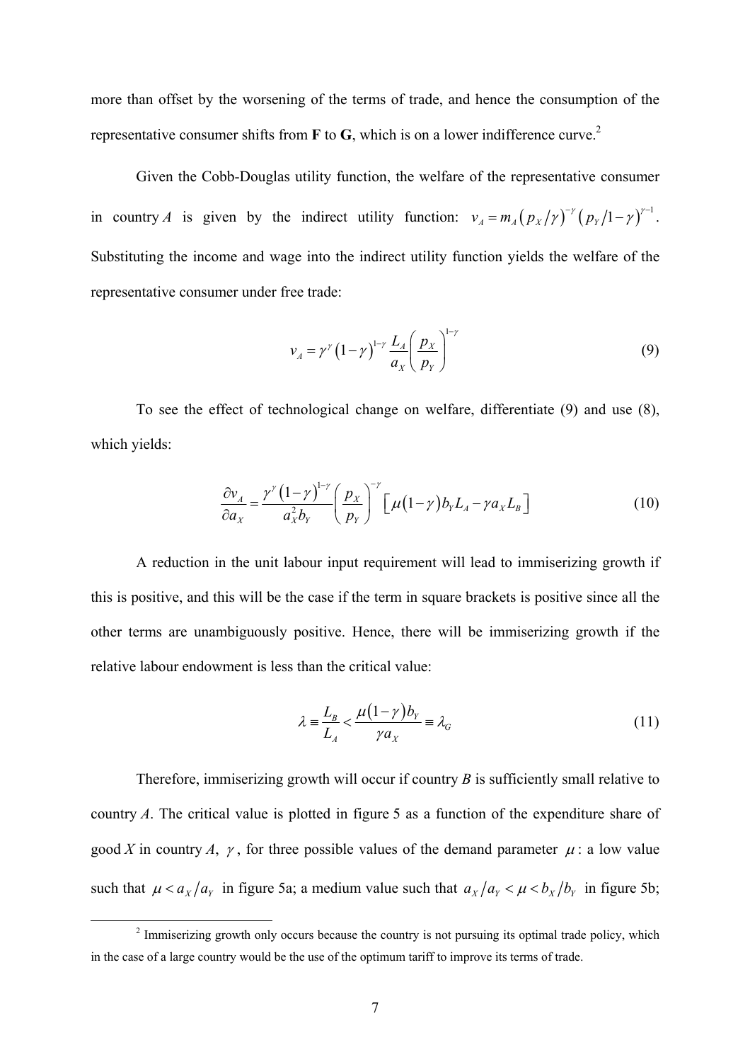more than offset by the worsening of the terms of trade, and hence the consumption of the representative consumer shifts from **F** to **G**, which is on a lower indifference curve.[2]

Given the Cobb-Douglas utility function, the welfare of the representative consumer in country $A$ is given by the indirect utility function: $v_A = m_A \left( p_X / \gamma \right)^{-\gamma} \left( p_Y / 1-\gamma \right)^{\gamma-1}$. Substituting the income and wage into the indirect utility function yields the welfare of the representative consumer under free trade:

$$v_A = \gamma^{\gamma} \left(1-\gamma\right)^{1-\gamma} \frac{L_A}{a_X} \left( \frac{p_X}{p_Y} \right)^{1-\gamma} \tag{9}$$

To see the effect of technological change on welfare, differentiate (9) and use (8), which yields:

$$\frac{\partial v_A}{\partial a_X} = \frac{\gamma^{\gamma} \left(1-\gamma\right)^{1-\gamma}}{a_X^2 b_Y} \left( \frac{p_X}{p_Y} \right)^{-\gamma} \left[ \mu \left(1-\gamma\right) b_Y L_A - \gamma a_X L_B \right] \tag{10}$$

A reduction in the unit labour input requirement will lead to immiserizing growth if this is positive, and this will be the case if the term in square brackets is positive since all the other terms are unambiguously positive. Hence, there will be immiserizing growth if the relative labour endowment is less than the critical value:

$$\lambda \equiv \frac{L_B}{L_A} < \frac{\mu \left(1-\gamma\right) b_Y}{\gamma a_X} \equiv \lambda_G \tag{11}$$

Therefore, immiserizing growth will occur if country $B$ is sufficiently small relative to country $A$. The critical value is plotted in figure 5 as a function of the expenditure share of good $X$ in country $A$, $\gamma$, for three possible values of the demand parameter $\mu$: a low value such that $\mu < a_X / a_Y$ in figure 5a; a medium value such that $a_X / a_Y < \mu < b_X / b_Y$ in figure 5b;

[2] Immiserizing growth only occurs because the country is not pursuing its optimal trade policy, which in the case of a large country would be the use of the optimum tariff to improve its terms of trade.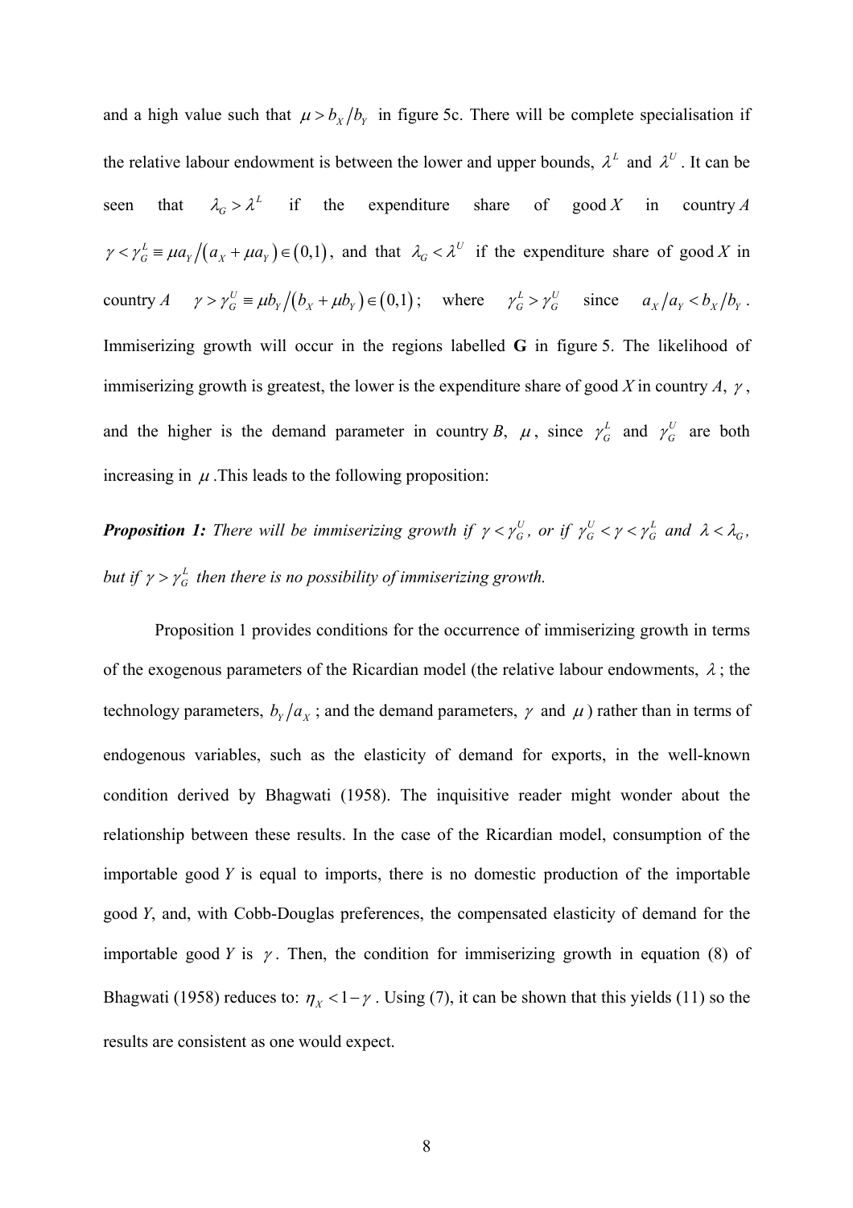and a high value such that $\mu > b_X/b_Y$ in figure 5c. There will be complete specialisation if the relative labour endowment is between the lower and upper bounds, $\lambda^L$ and $\lambda^U$. It can be seen that $\lambda_G > \lambda^L$ if the expenditure share of good $X$ in country $A$ $\gamma < \gamma_G^L \equiv \mu a_Y/(a_X + \mu a_Y) \in (0,1)$, and that $\lambda_G < \lambda^U$ if the expenditure share of good $X$ in country $A$ $\gamma > \gamma_G^U \equiv \mu b_Y/(b_X + \mu b_Y) \in (0,1)$; where $\gamma_G^L > \gamma_G^U$ since $a_X/a_Y < b_X/b_Y$. Immiserizing growth will occur in the regions labelled **G** in figure 5. The likelihood of immiserizing growth is greatest, the lower is the expenditure share of good $X$ in country $A$, $\gamma$, and the higher is the demand parameter in country $B$, $\mu$, since $\gamma_G^L$ and $\gamma_G^U$ are both increasing in $\mu$. This leads to the following proposition:

***Proposition 1:*** *There will be immiserizing growth if $\gamma < \gamma_G^U$, or if $\gamma_G^U < \gamma < \gamma_G^L$ and $\lambda < \lambda_G$, but if $\gamma > \gamma_G^L$ then there is no possibility of immiserizing growth.*

Proposition 1 provides conditions for the occurrence of immiserizing growth in terms of the exogenous parameters of the Ricardian model (the relative labour endowments, $\lambda$; the technology parameters, $b_Y/a_X$; and the demand parameters, $\gamma$ and $\mu$) rather than in terms of endogenous variables, such as the elasticity of demand for exports, in the well-known condition derived by Bhagwati (1958). The inquisitive reader might wonder about the relationship between these results. In the case of the Ricardian model, consumption of the importable good $Y$ is equal to imports, there is no domestic production of the importable good $Y$, and, with Cobb-Douglas preferences, the compensated elasticity of demand for the importable good $Y$ is $\gamma$. Then, the condition for immiserizing growth in equation (8) of Bhagwati (1958) reduces to: $\eta_X < 1 - \gamma$. Using (7), it can be shown that this yields (11) so the results are consistent as one would expect.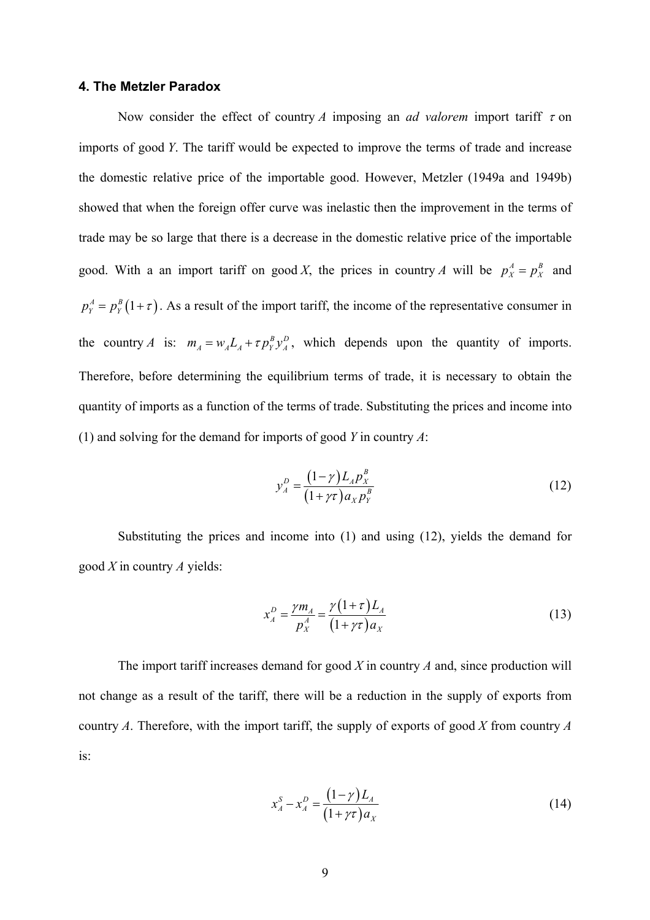#### 4. The Metzler Paradox

Now consider the effect of country *A* imposing an *ad valorem* import tariff $\tau$ on imports of good *Y*. The tariff would be expected to improve the terms of trade and increase the domestic relative price of the importable good. However, Metzler (1949a and 1949b) showed that when the foreign offer curve was inelastic then the improvement in the terms of trade may be so large that there is a decrease in the domestic relative price of the importable good. With a an import tariff on good *X*, the prices in country *A* will be $p_X^A = p_X^B$ and $p_Y^A = p_Y^B(1+\tau)$. As a result of the import tariff, the income of the representative consumer in the country *A* is: $m_A = w_A L_A + \tau p_Y^B y_A^D$, which depends upon the quantity of imports. Therefore, before determining the equilibrium terms of trade, it is necessary to obtain the quantity of imports as a function of the terms of trade. Substituting the prices and income into (1) and solving for the demand for imports of good *Y* in country *A*:

$$y_A^D = \frac{(1-\gamma)L_A p_X^B}{(1+\gamma\tau)a_X p_Y^B} \tag{12}$$

Substituting the prices and income into (1) and using (12), yields the demand for good *X* in country *A* yields:

$$x_A^D = \frac{\gamma m_A}{p_X^A} = \frac{\gamma(1+\tau)L_A}{(1+\gamma\tau)a_X} \tag{13}$$

The import tariff increases demand for good *X* in country *A* and, since production will not change as a result of the tariff, there will be a reduction in the supply of exports from country *A*. Therefore, with the import tariff, the supply of exports of good *X* from country *A* is:

$$x_A^S - x_A^D = \frac{(1-\gamma)L_A}{(1+\gamma\tau)a_X} \tag{14}$$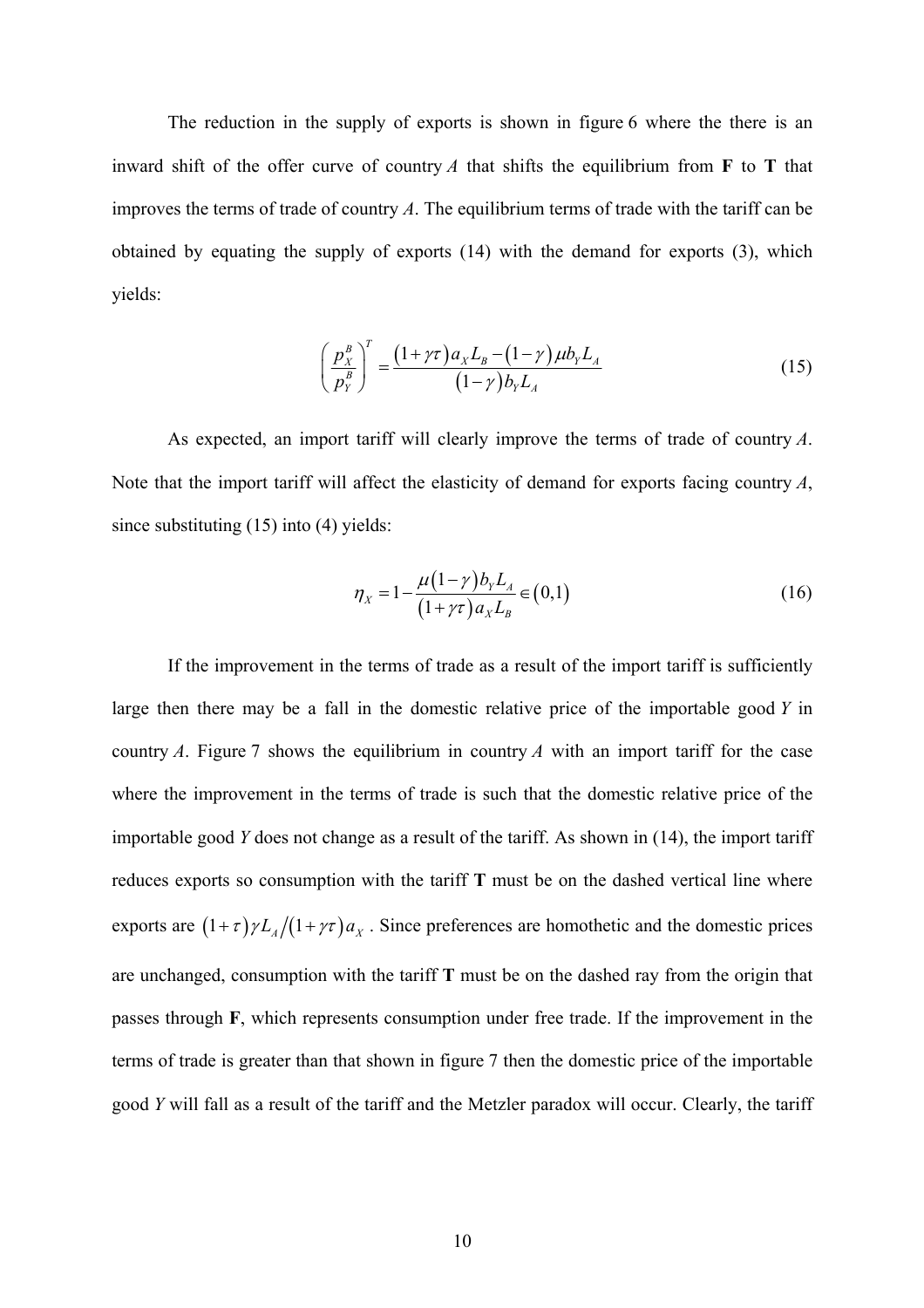The reduction in the supply of exports is shown in figure 6 where the there is an inward shift of the offer curve of country *A* that shifts the equilibrium from **F** to **T** that improves the terms of trade of country *A*. The equilibrium terms of trade with the tariff can be obtained by equating the supply of exports (14) with the demand for exports (3), which yields:

$$\left(\frac{p_X^B}{p_Y^B}\right)^T = \frac{(1+\gamma\tau)a_X L_B - (1-\gamma)\mu b_Y L_A}{(1-\gamma)b_Y L_A} \tag{15}$$

As expected, an import tariff will clearly improve the terms of trade of country *A*. Note that the import tariff will affect the elasticity of demand for exports facing country *A*, since substituting (15) into (4) yields:

$$\eta_X = 1 - \frac{\mu(1-\gamma)b_Y L_A}{(1+\gamma\tau)a_X L_B} \in (0,1) \tag{16}$$

If the improvement in the terms of trade as a result of the import tariff is sufficiently large then there may be a fall in the domestic relative price of the importable good *Y* in country *A*. Figure 7 shows the equilibrium in country *A* with an import tariff for the case where the improvement in the terms of trade is such that the domestic relative price of the importable good *Y* does not change as a result of the tariff. As shown in (14), the import tariff reduces exports so consumption with the tariff **T** must be on the dashed vertical line where exports are $(1+\tau)\gamma L_A / (1+\gamma\tau)a_X$ . Since preferences are homothetic and the domestic prices are unchanged, consumption with the tariff **T** must be on the dashed ray from the origin that passes through **F**, which represents consumption under free trade. If the improvement in the terms of trade is greater than that shown in figure 7 then the domestic price of the importable good *Y* will fall as a result of the tariff and the Metzler paradox will occur. Clearly, the tariff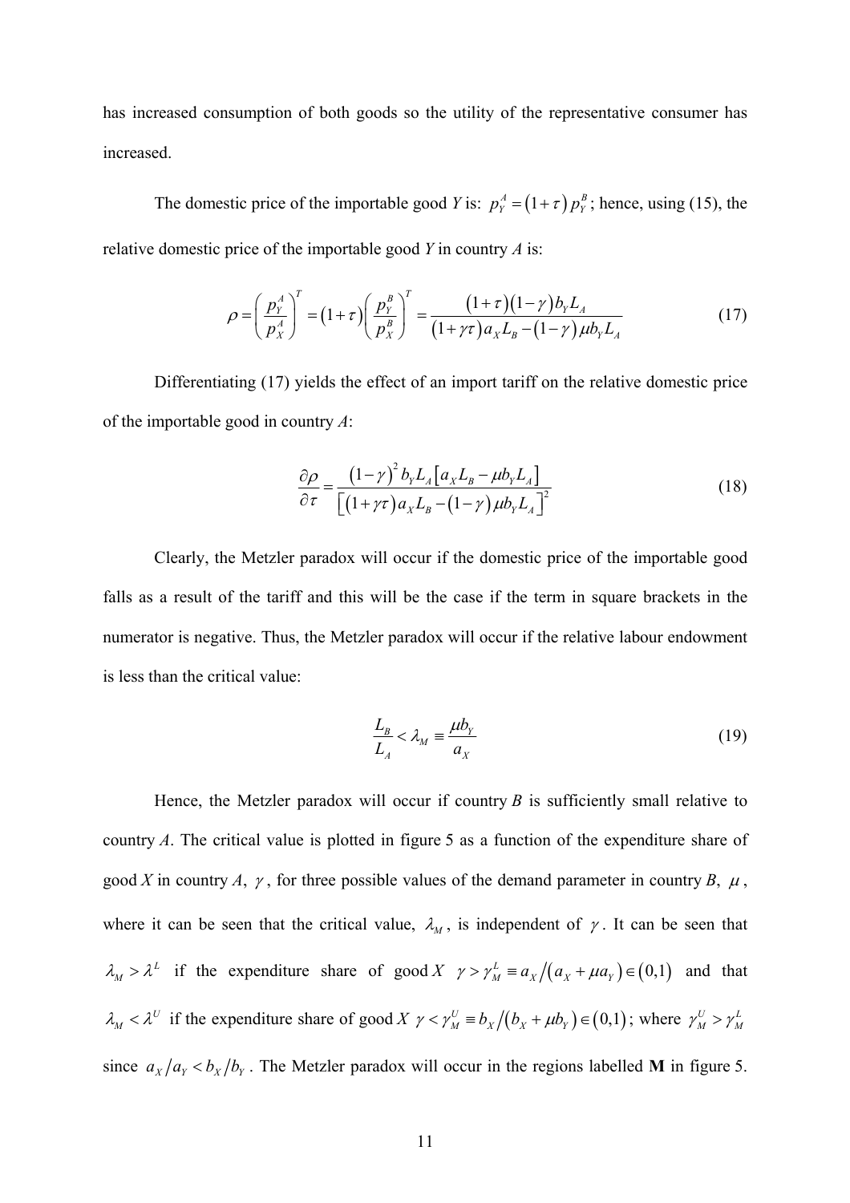has increased consumption of both goods so the utility of the representative consumer has increased.

The domestic price of the importable good *Y* is: $p_Y^A = (1+\tau)p_Y^B$; hence, using (15), the relative domestic price of the importable good *Y* in country *A* is:

$$\rho = \left(\frac{p_Y^A}{p_X^A}\right)^T = (1+\tau)\left(\frac{p_Y^B}{p_X^B}\right)^T = \frac{(1+\tau)(1-\gamma)b_Y L_A}{(1+\gamma\tau)a_X L_B - (1-\gamma)\mu b_Y L_A} \tag{17}$$

Differentiating (17) yields the effect of an import tariff on the relative domestic price of the importable good in country *A*:

$$\frac{\partial \rho}{\partial \tau} = \frac{(1-\gamma)^2 b_Y L_A \left[a_X L_B - \mu b_Y L_A\right]}{\left[(1+\gamma\tau)a_X L_B - (1-\gamma)\mu b_Y L_A\right]^2} \tag{18}$$

Clearly, the Metzler paradox will occur if the domestic price of the importable good falls as a result of the tariff and this will be the case if the term in square brackets in the numerator is negative. Thus, the Metzler paradox will occur if the relative labour endowment is less than the critical value:

$$\frac{L_B}{L_A} < \lambda_M \equiv \frac{\mu b_Y}{a_X} \tag{19}$$

Hence, the Metzler paradox will occur if country *B* is sufficiently small relative to country *A*. The critical value is plotted in figure 5 as a function of the expenditure share of good *X* in country *A*, $\gamma$, for three possible values of the demand parameter in country *B*, $\mu$, where it can be seen that the critical value, $\lambda_M$, is independent of $\gamma$. It can be seen that $\lambda_M > \lambda^L$ if the expenditure share of good *X* $\gamma > \gamma_M^L \equiv a_X/(a_X + \mu a_Y) \in (0,1)$ and that $\lambda_M < \lambda^U$ if the expenditure share of good *X* $\gamma < \gamma_M^U \equiv b_X/(b_X + \mu b_Y) \in (0,1)$; where $\gamma_M^U > \gamma_M^L$ since $a_X/a_Y < b_X/b_Y$. The Metzler paradox will occur in the regions labelled **M** in figure 5.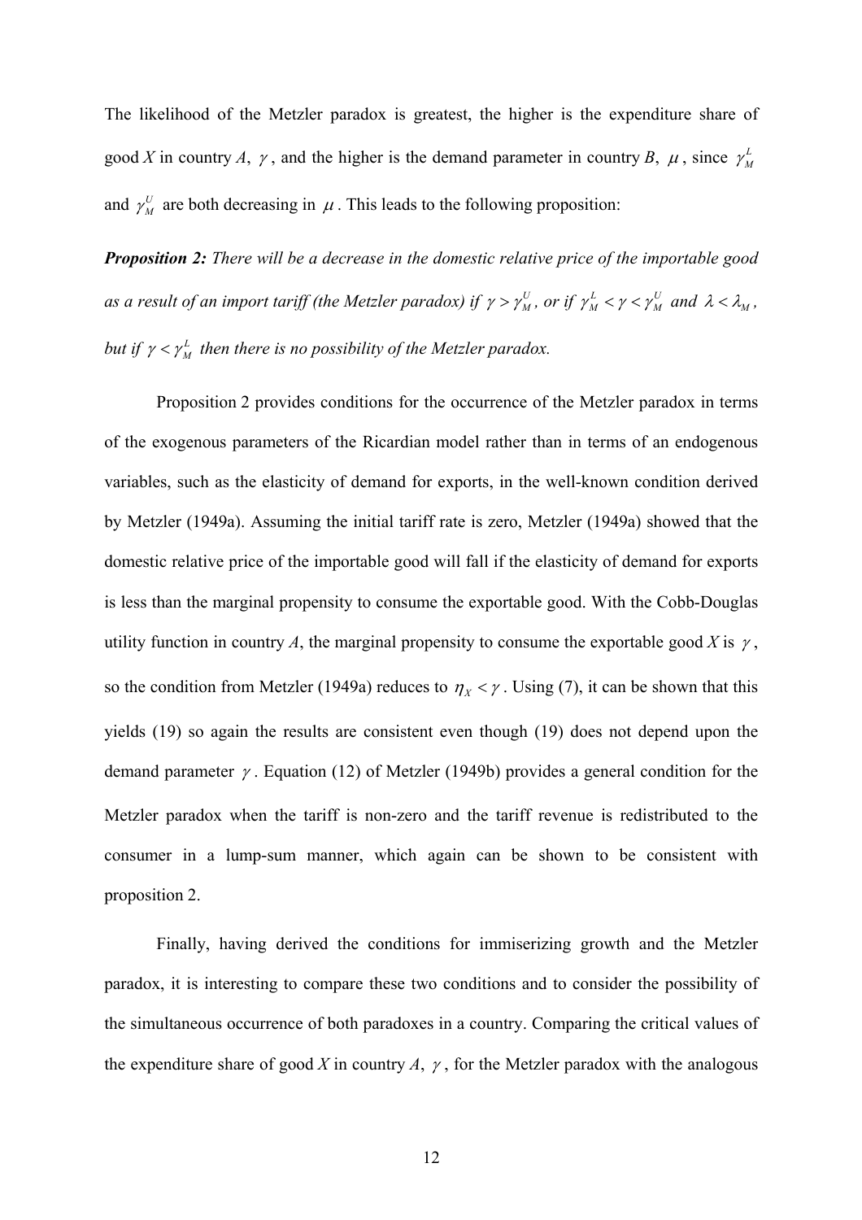The likelihood of the Metzler paradox is greatest, the higher is the expenditure share of good *X* in country *A*, $\gamma$, and the higher is the demand parameter in country *B*, $\mu$, since $\gamma_M^L$ and $\gamma_M^U$ are both decreasing in $\mu$. This leads to the following proposition:

***Proposition 2:*** *There will be a decrease in the domestic relative price of the importable good as a result of an import tariff (the Metzler paradox) if $\gamma > \gamma_M^U$, or if $\gamma_M^L < \gamma < \gamma_M^U$ and $\lambda < \lambda_M$, but if $\gamma < \gamma_M^L$ then there is no possibility of the Metzler paradox.*

Proposition 2 provides conditions for the occurrence of the Metzler paradox in terms of the exogenous parameters of the Ricardian model rather than in terms of an endogenous variables, such as the elasticity of demand for exports, in the well-known condition derived by Metzler (1949a). Assuming the initial tariff rate is zero, Metzler (1949a) showed that the domestic relative price of the importable good will fall if the elasticity of demand for exports is less than the marginal propensity to consume the exportable good. With the Cobb-Douglas utility function in country *A*, the marginal propensity to consume the exportable good *X* is $\gamma$, so the condition from Metzler (1949a) reduces to $\eta_X < \gamma$. Using (7), it can be shown that this yields (19) so again the results are consistent even though (19) does not depend upon the demand parameter $\gamma$. Equation (12) of Metzler (1949b) provides a general condition for the Metzler paradox when the tariff is non-zero and the tariff revenue is redistributed to the consumer in a lump-sum manner, which again can be shown to be consistent with proposition 2.

Finally, having derived the conditions for immiserizing growth and the Metzler paradox, it is interesting to compare these two conditions and to consider the possibility of the simultaneous occurrence of both paradoxes in a country. Comparing the critical values of the expenditure share of good *X* in country *A*, $\gamma$, for the Metzler paradox with the analogous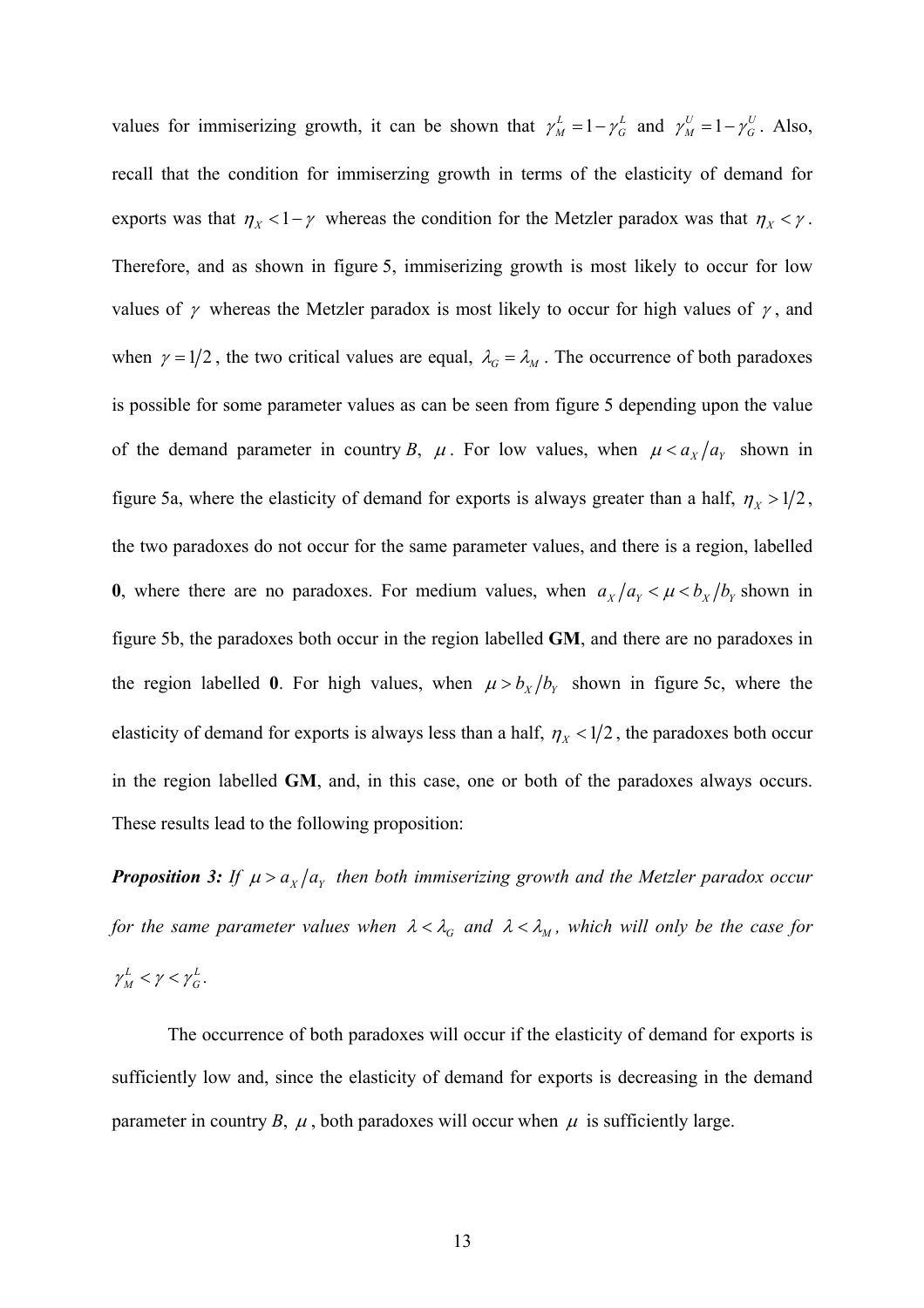values for immiserizing growth, it can be shown that $\gamma_M^L = 1 - \gamma_G^L$ and $\gamma_M^U = 1 - \gamma_G^U$. Also, recall that the condition for immiserzing growth in terms of the elasticity of demand for exports was that $\eta_X < 1 - \gamma$ whereas the condition for the Metzler paradox was that $\eta_X < \gamma$. Therefore, and as shown in figure 5, immiserizing growth is most likely to occur for low values of $\gamma$ whereas the Metzler paradox is most likely to occur for high values of $\gamma$, and when $\gamma = 1/2$, the two critical values are equal, $\lambda_G = \lambda_M$. The occurrence of both paradoxes is possible for some parameter values as can be seen from figure 5 depending upon the value of the demand parameter in country *B*, $\mu$. For low values, when $\mu < a_X / a_Y$ shown in figure 5a, where the elasticity of demand for exports is always greater than a half, $\eta_X > 1/2$, the two paradoxes do not occur for the same parameter values, and there is a region, labelled **0**, where there are no paradoxes. For medium values, when $a_X / a_Y < \mu < b_X / b_Y$ shown in figure 5b, the paradoxes both occur in the region labelled **GM**, and there are no paradoxes in the region labelled **0**. For high values, when $\mu > b_X / b_Y$ shown in figure 5c, where the elasticity of demand for exports is always less than a half, $\eta_X < 1/2$, the paradoxes both occur in the region labelled **GM**, and, in this case, one or both of the paradoxes always occurs. These results lead to the following proposition:

***Proposition 3:*** *If $\mu > a_X / a_Y$ then both immiserizing growth and the Metzler paradox occur for the same parameter values when $\lambda < \lambda_G$ and $\lambda < \lambda_M$, which will only be the case for $\gamma_M^L < \gamma < \gamma_G^L$.*

The occurrence of both paradoxes will occur if the elasticity of demand for exports is sufficiently low and, since the elasticity of demand for exports is decreasing in the demand parameter in country *B*, $\mu$, both paradoxes will occur when $\mu$ is sufficiently large.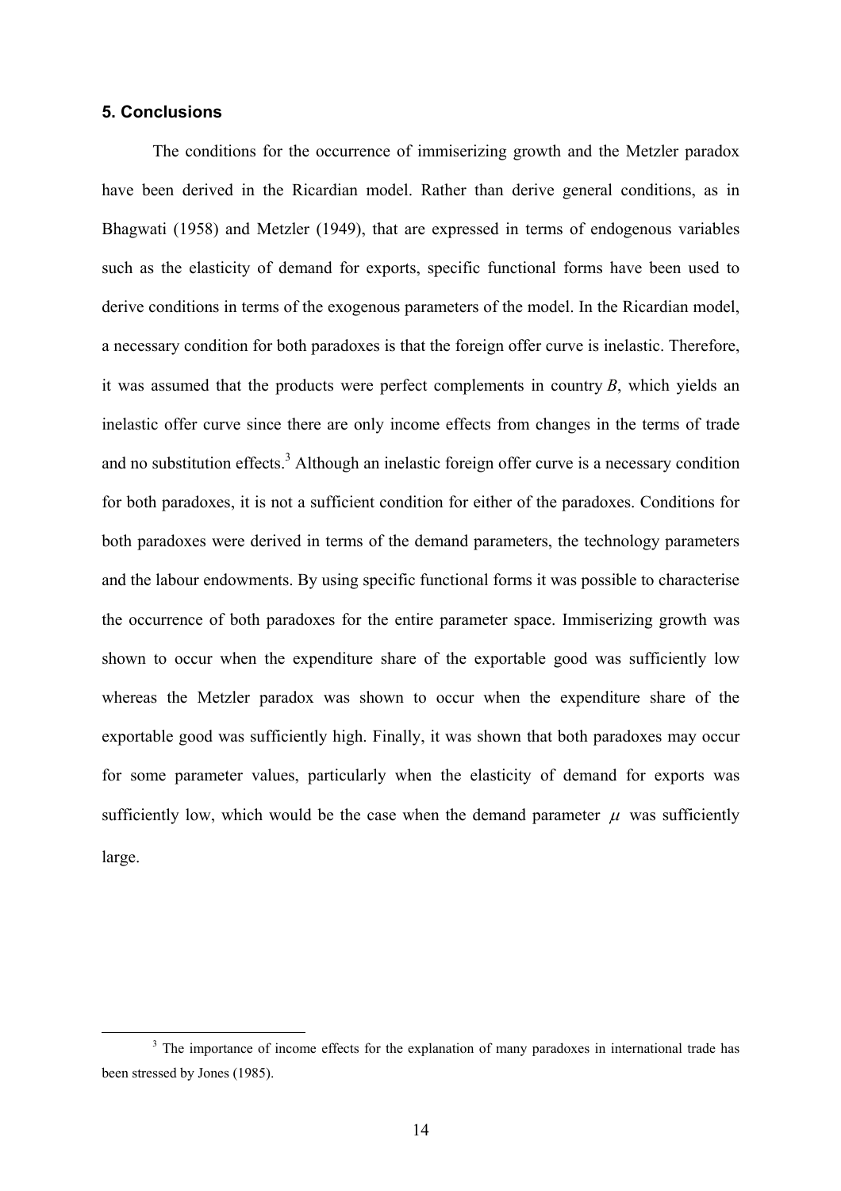## 5. Conclusions

The conditions for the occurrence of immiserizing growth and the Metzler paradox have been derived in the Ricardian model. Rather than derive general conditions, as in Bhagwati (1958) and Metzler (1949), that are expressed in terms of endogenous variables such as the elasticity of demand for exports, specific functional forms have been used to derive conditions in terms of the exogenous parameters of the model. In the Ricardian model, a necessary condition for both paradoxes is that the foreign offer curve is inelastic. Therefore, it was assumed that the products were perfect complements in country *B*, which yields an inelastic offer curve since there are only income effects from changes in the terms of trade and no substitution effects.[3] Although an inelastic foreign offer curve is a necessary condition for both paradoxes, it is not a sufficient condition for either of the paradoxes. Conditions for both paradoxes were derived in terms of the demand parameters, the technology parameters and the labour endowments. By using specific functional forms it was possible to characterise the occurrence of both paradoxes for the entire parameter space. Immiserizing growth was shown to occur when the expenditure share of the exportable good was sufficiently low whereas the Metzler paradox was shown to occur when the expenditure share of the exportable good was sufficiently high. Finally, it was shown that both paradoxes may occur for some parameter values, particularly when the elasticity of demand for exports was sufficiently low, which would be the case when the demand parameter $\mu$ was sufficiently large.

[3] The importance of income effects for the explanation of many paradoxes in international trade has been stressed by Jones (1985).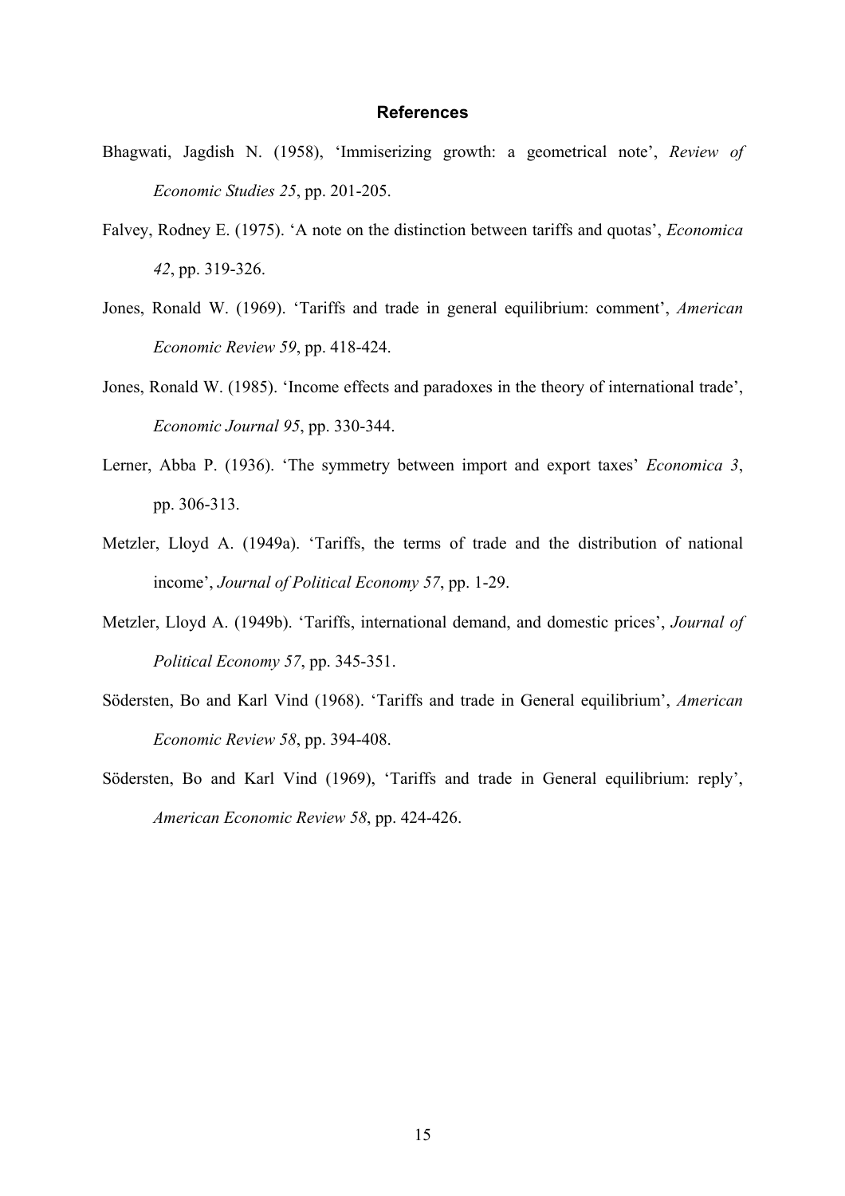## References

Bhagwati, Jagdish N. (1958), 'Immiserizing growth: a geometrical note', *Review of Economic Studies 25*, pp. 201-205.

Falvey, Rodney E. (1975). 'A note on the distinction between tariffs and quotas', *Economica 42*, pp. 319-326.

Jones, Ronald W. (1969). 'Tariffs and trade in general equilibrium: comment', *American Economic Review 59*, pp. 418-424.

Jones, Ronald W. (1985). 'Income effects and paradoxes in the theory of international trade', *Economic Journal 95*, pp. 330-344.

Lerner, Abba P. (1936). 'The symmetry between import and export taxes' *Economica 3*, pp. 306-313.

Metzler, Lloyd A. (1949a). 'Tariffs, the terms of trade and the distribution of national income', *Journal of Political Economy 57*, pp. 1-29.

Metzler, Lloyd A. (1949b). 'Tariffs, international demand, and domestic prices', *Journal of Political Economy 57*, pp. 345-351.

Södersten, Bo and Karl Vind (1968). 'Tariffs and trade in General equilibrium', *American Economic Review 58*, pp. 394-408.

Södersten, Bo and Karl Vind (1969), 'Tariffs and trade in General equilibrium: reply', *American Economic Review 58*, pp. 424-426.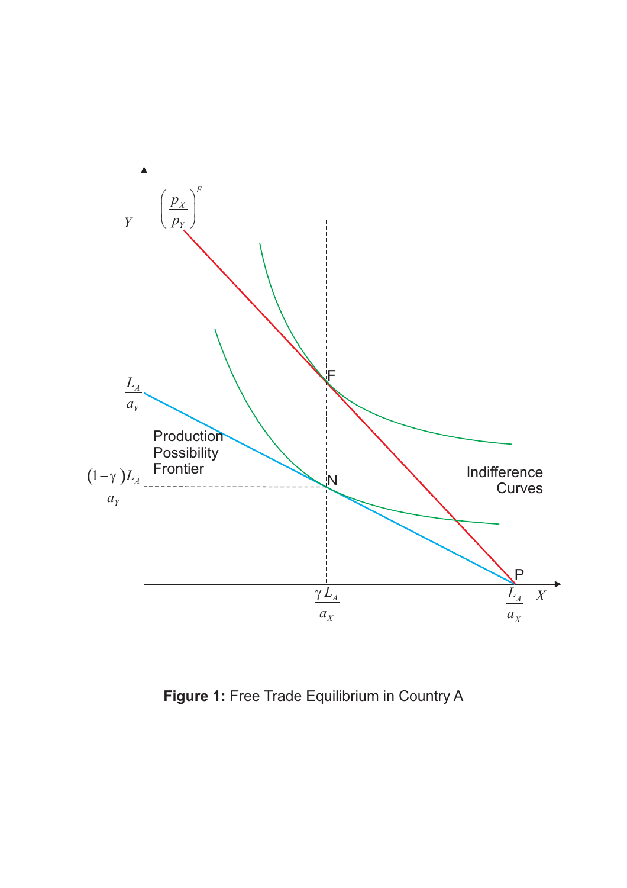**Figure 1:** Free Trade Equilibrium in Country A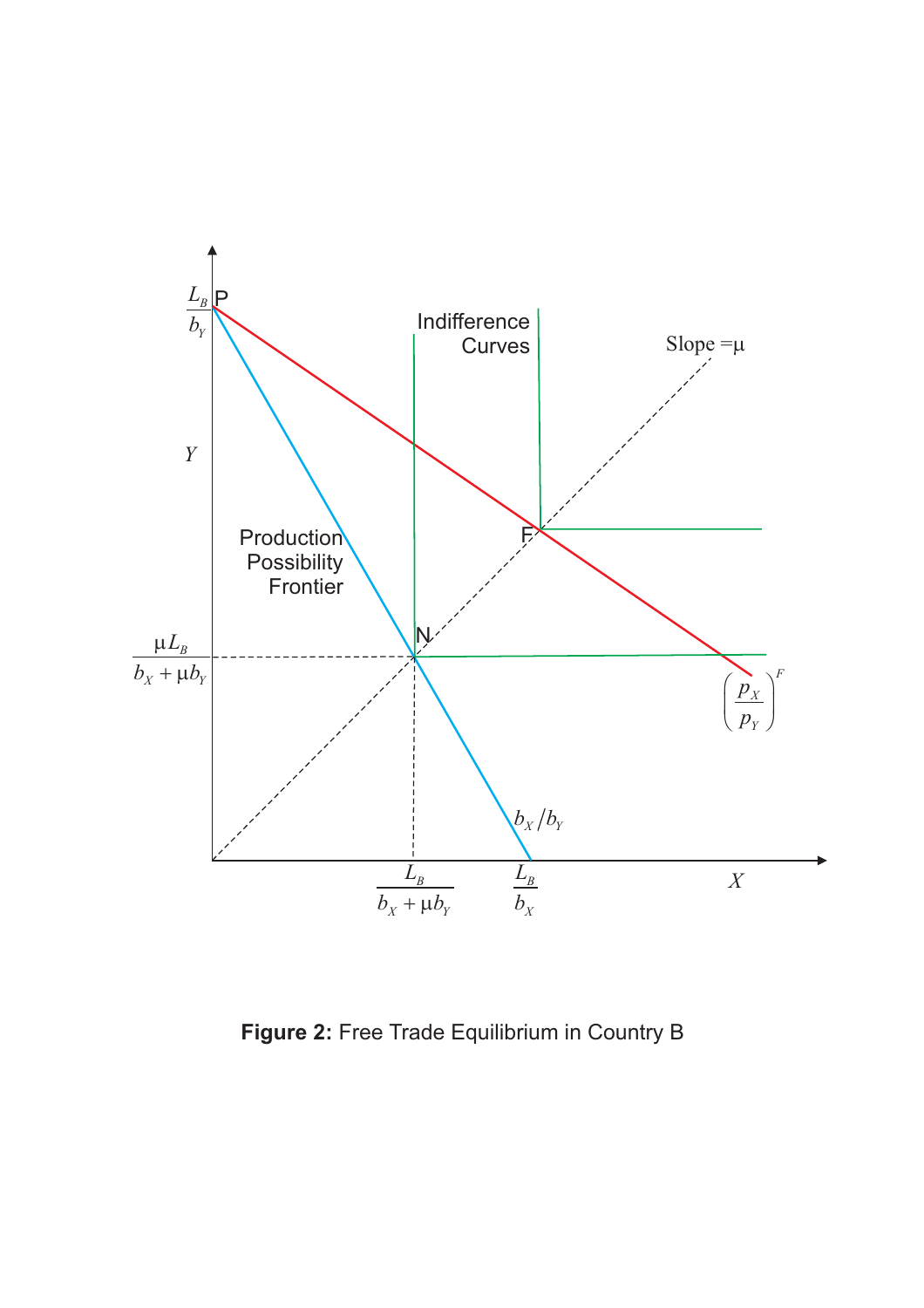**Figure 2:** Free Trade Equilibrium in Country B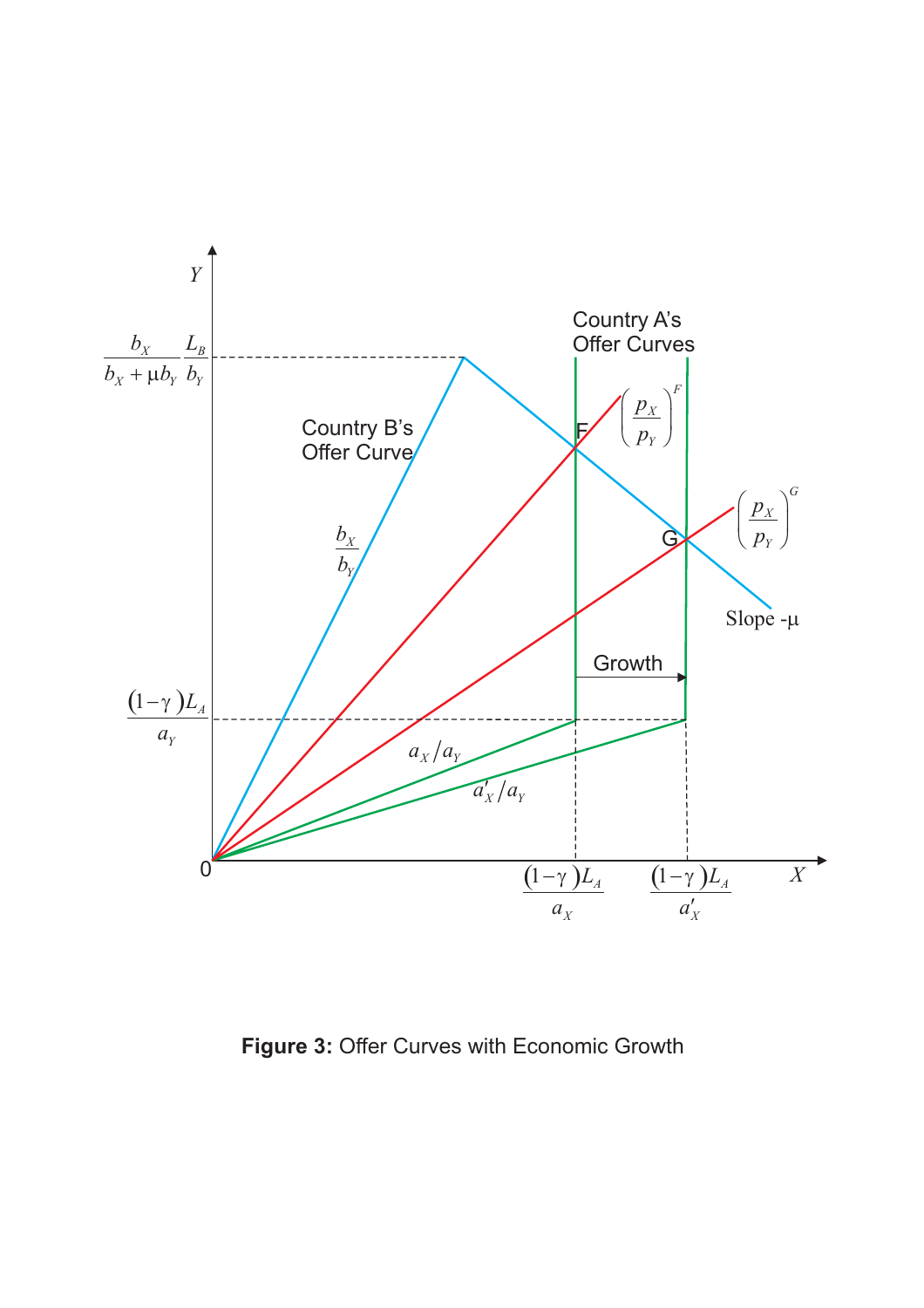**Figure 3:** Offer Curves with Economic Growth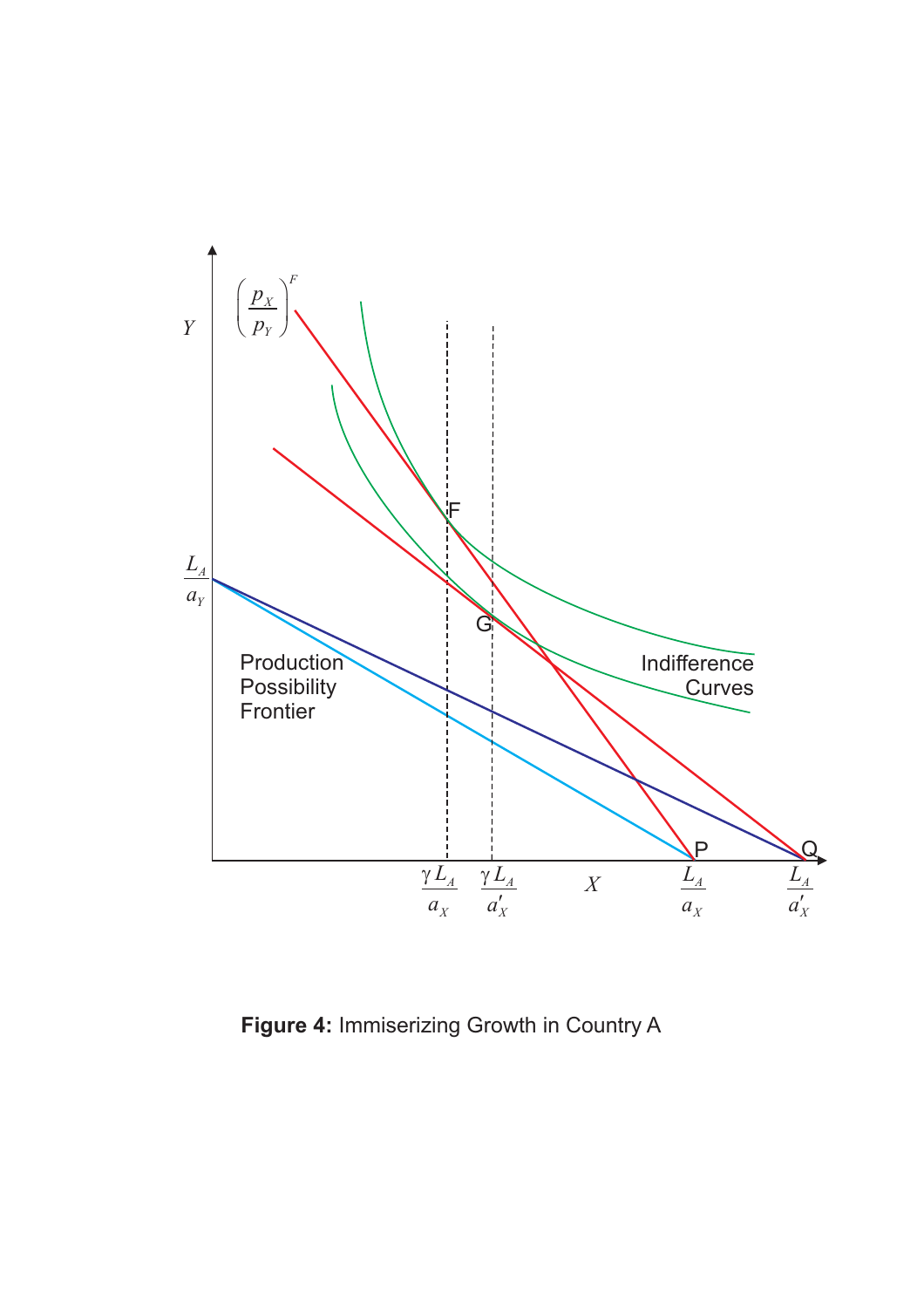**Figure 4:** Immiserizing Growth in Country A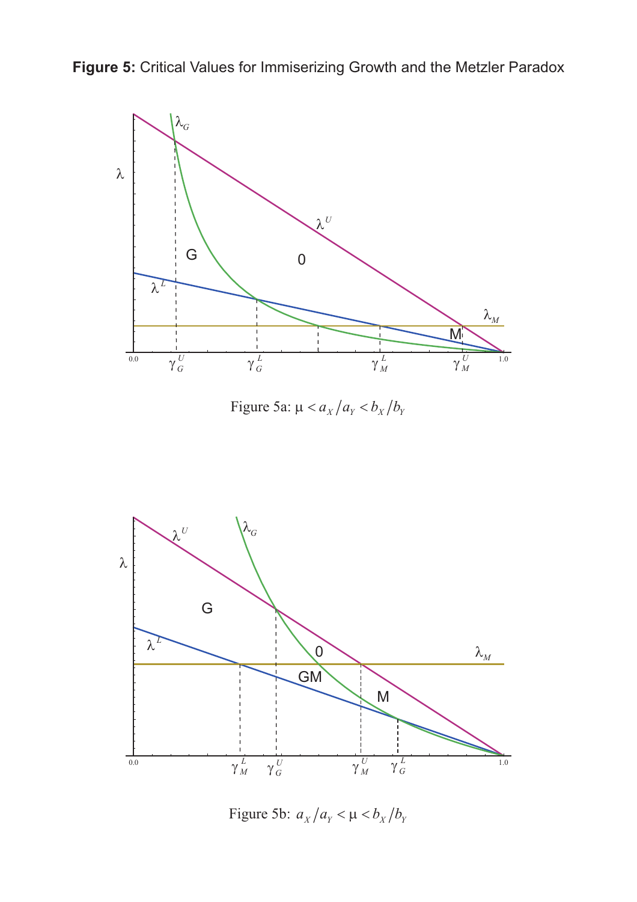**Figure 5:** Critical Values for Immiserizing Growth and the Metzler Paradox

Figure 5a: $\mu < a_X/a_Y < b_X/b_Y$

Figure 5b: $a_X/a_Y < \mu < b_X/b_Y$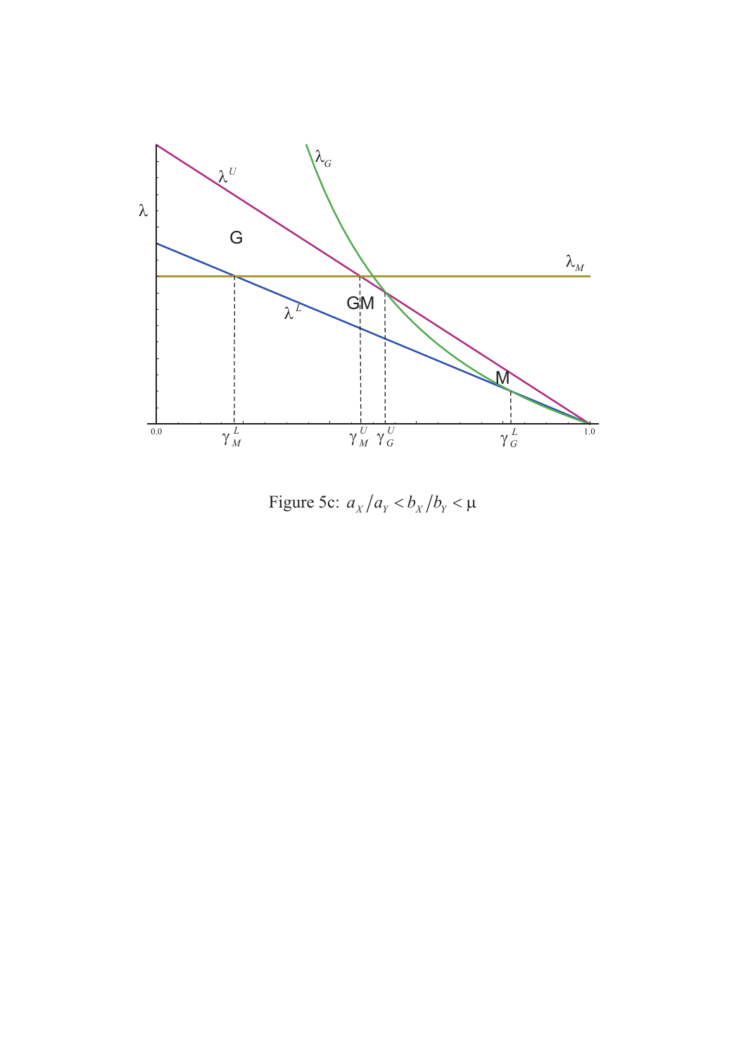Figure 5c: $a_X/a_Y < b_X/b_Y < \mu$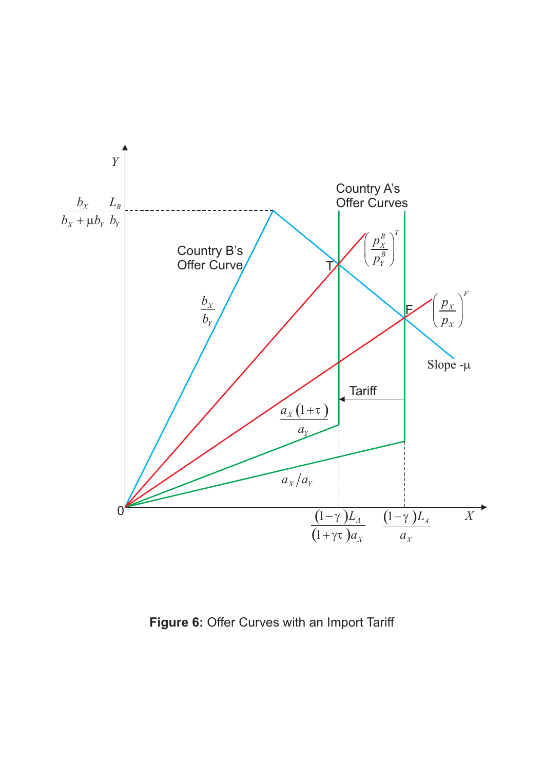**Figure 6:** Offer Curves with an Import Tariff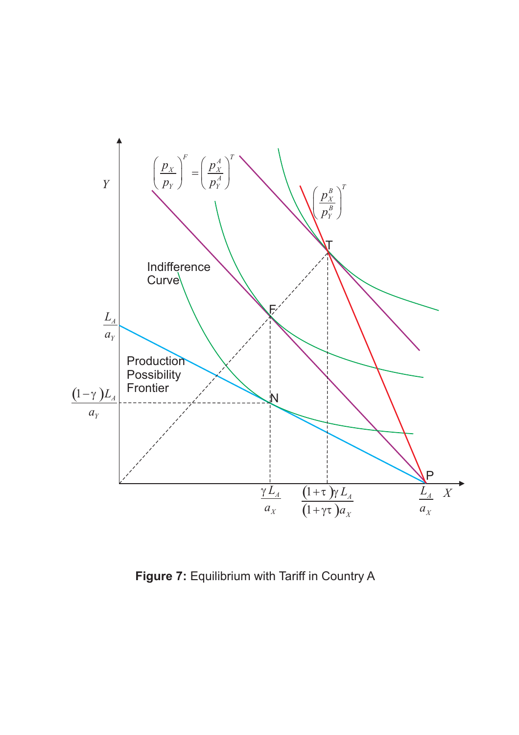$\left(\frac{p_X}{p_Y}\right)^F = \left(\frac{p_X^A}{p_Y^A}\right)^T$

$\left(\frac{p_X^B}{p_Y^B}\right)^T$

$Y$

Indifference Curve

T

F

$\frac{L_A}{a_Y}$

Production Possibility Frontier

$\frac{(1-\gamma)L_A}{a_Y}$

N

P

$\frac{\gamma L_A}{a_X}$

$\frac{(1+\tau)\gamma L_A}{(1+\gamma\tau)a_X}$

$\frac{L_A}{a_X}$

$X$

**Figure 7:** Equilibrium with Tariff in Country A